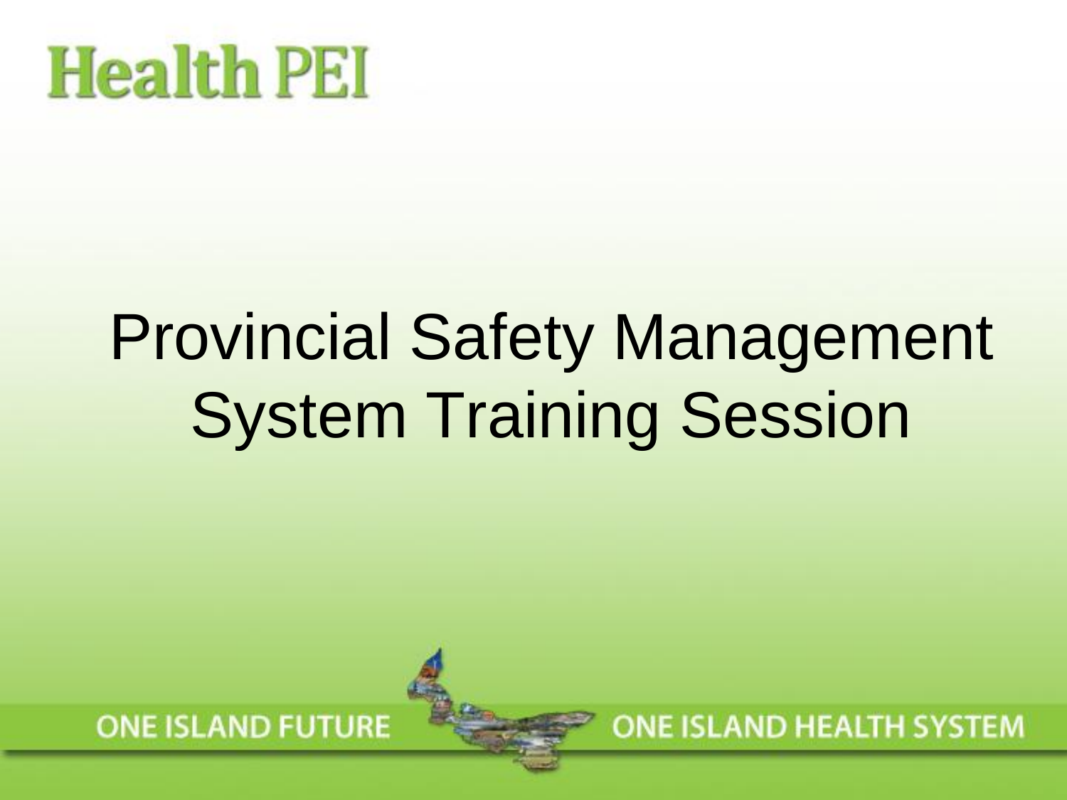Health PEI

# Provincial Safety Management System Training Session

ONE ISLAND FUTURE ONE ISLAND HEALTH SYSTEM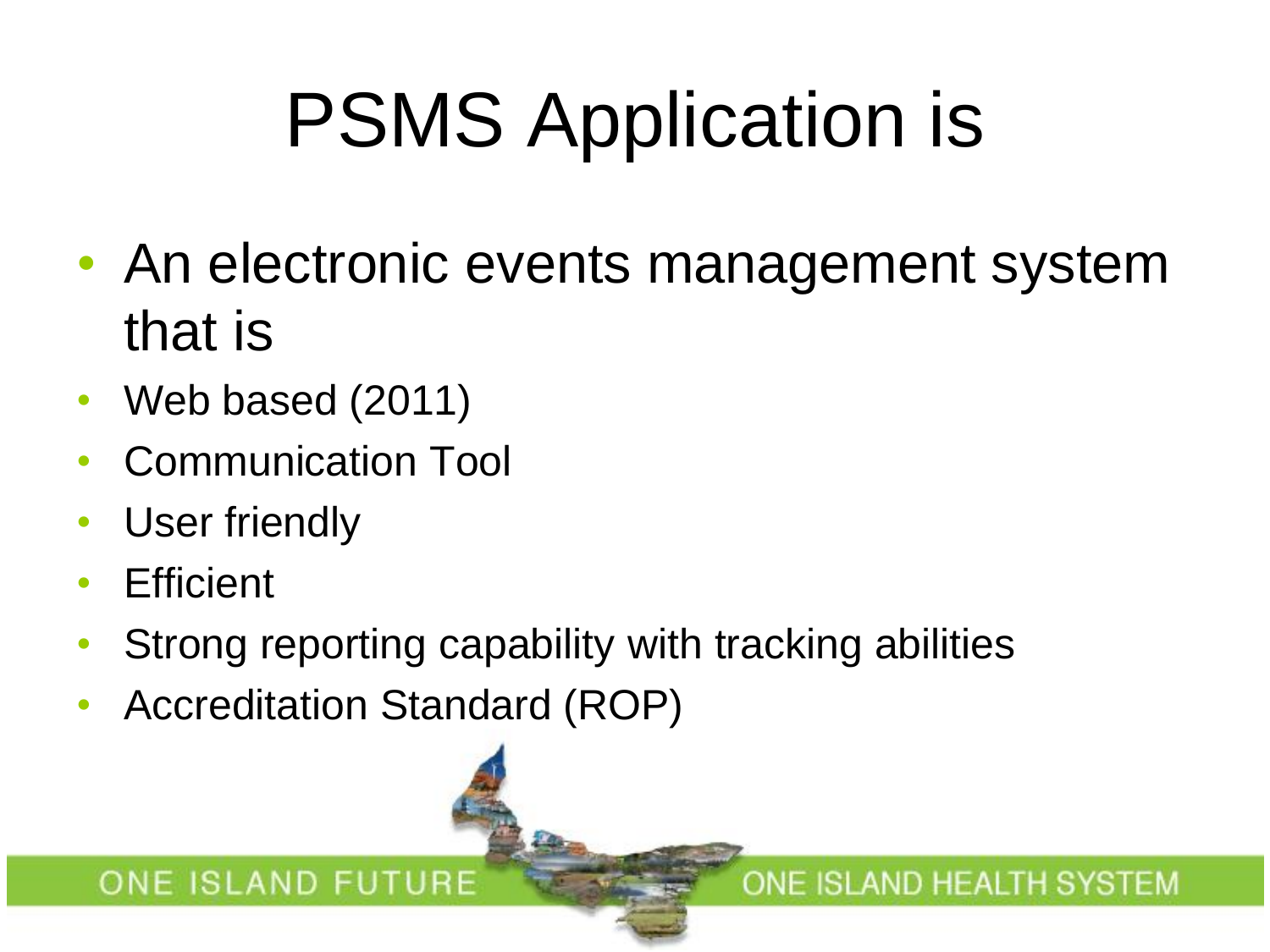# PSMS Application is

- An electronic events management system that is
- Web based (2011)
- Communication Tool
- User friendly
- Efficient
- Strong reporting capability with tracking abilities
- Accreditation Standard (ROP)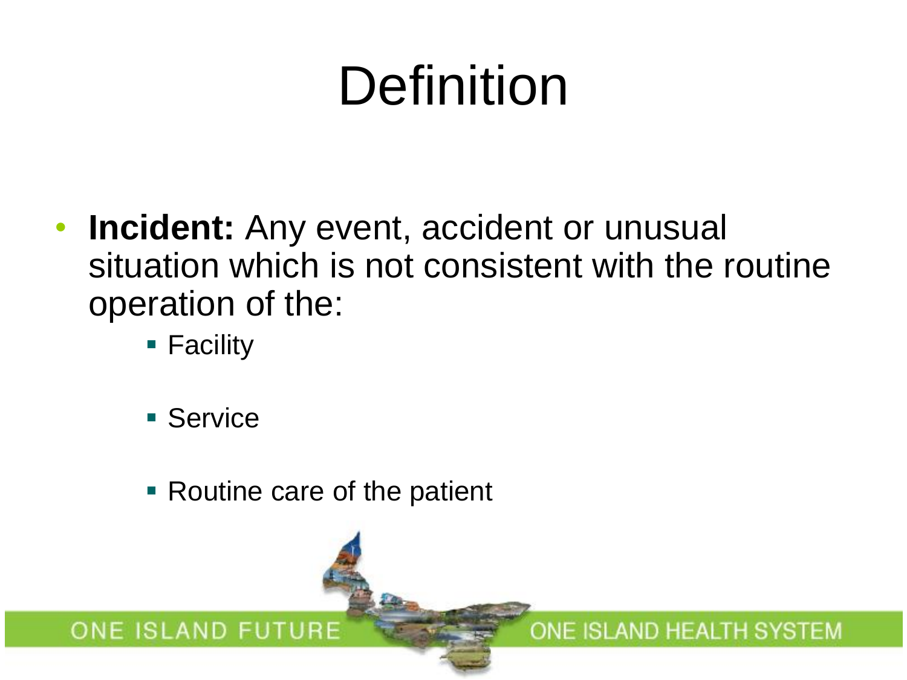# Definition

- **Incident:** Any event, accident or unusual situation which is not consistent with the routine operation of the:
  - Facility
  - Service
  - Routine care of the patient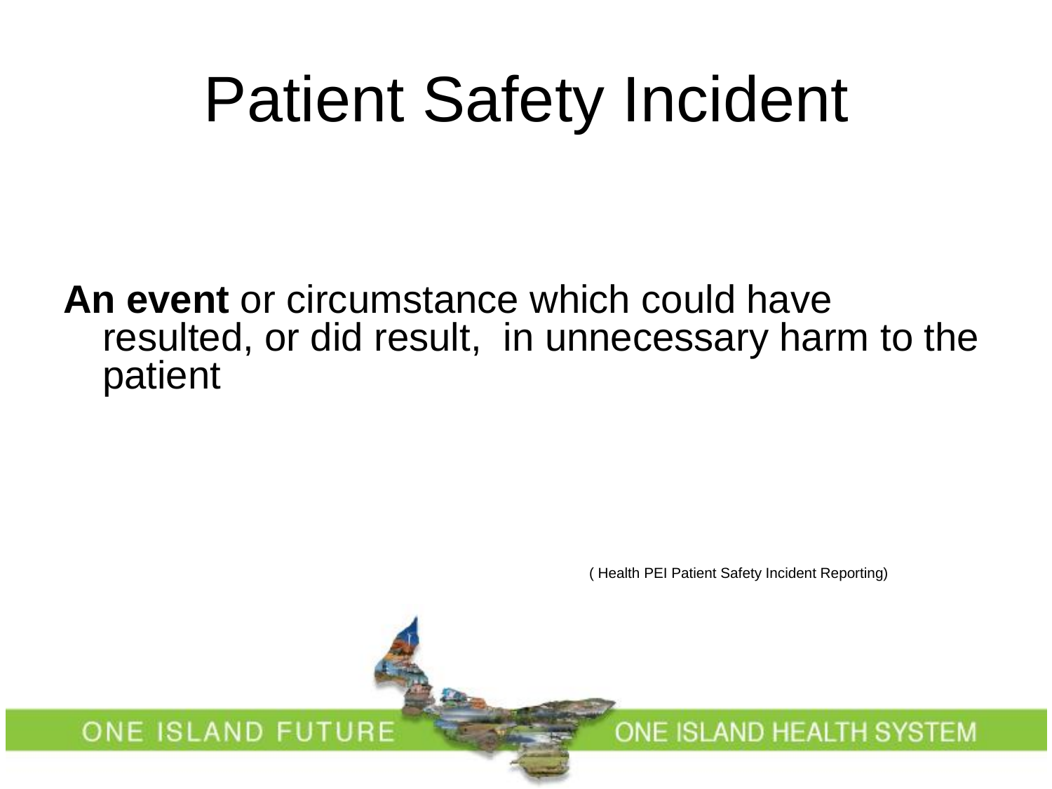# Patient Safety Incident

**An event** or circumstance which could have resulted, or did result, in unnecessary harm to the patient

( Health PEI Patient Safety Incident Reporting)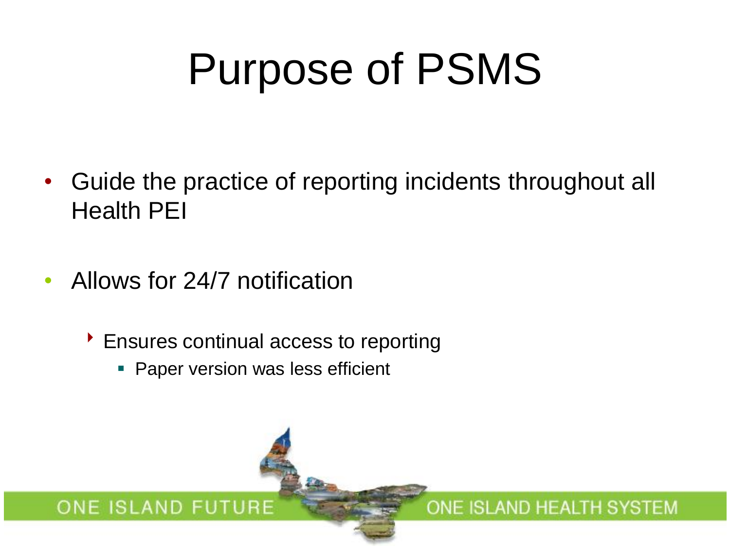# Purpose of PSMS

- Guide the practice of reporting incidents throughout all Health PEI
- Allows for 24/7 notification
  - Ensures continual access to reporting
    - Paper version was less efficient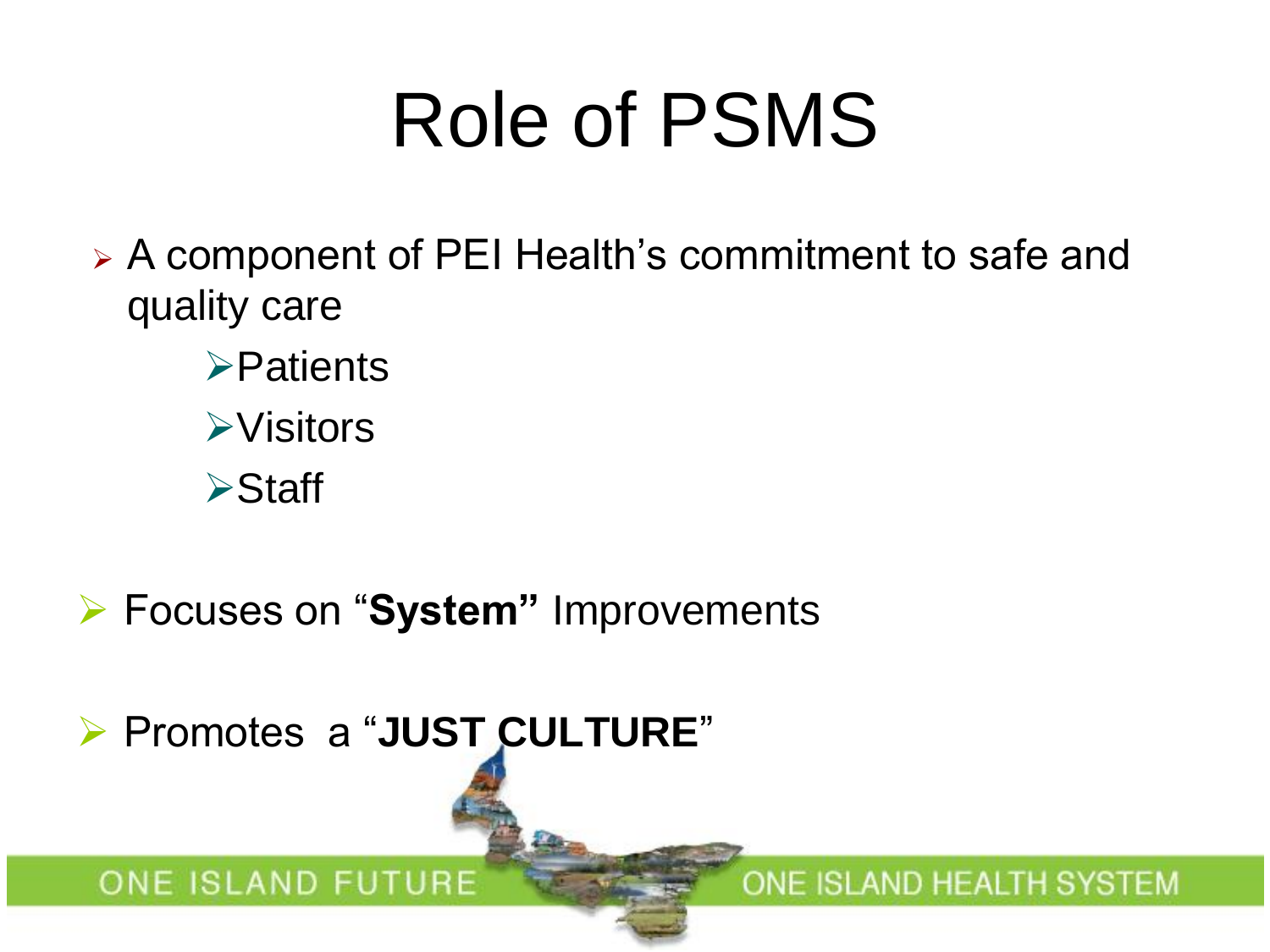# Role of PSMS

- A component of PEI Health's commitment to safe and quality care
  - Patients
  - Visitors
  - Staff
- Focuses on "**System"** Improvements
- Promotes a "**JUST CULTURE**"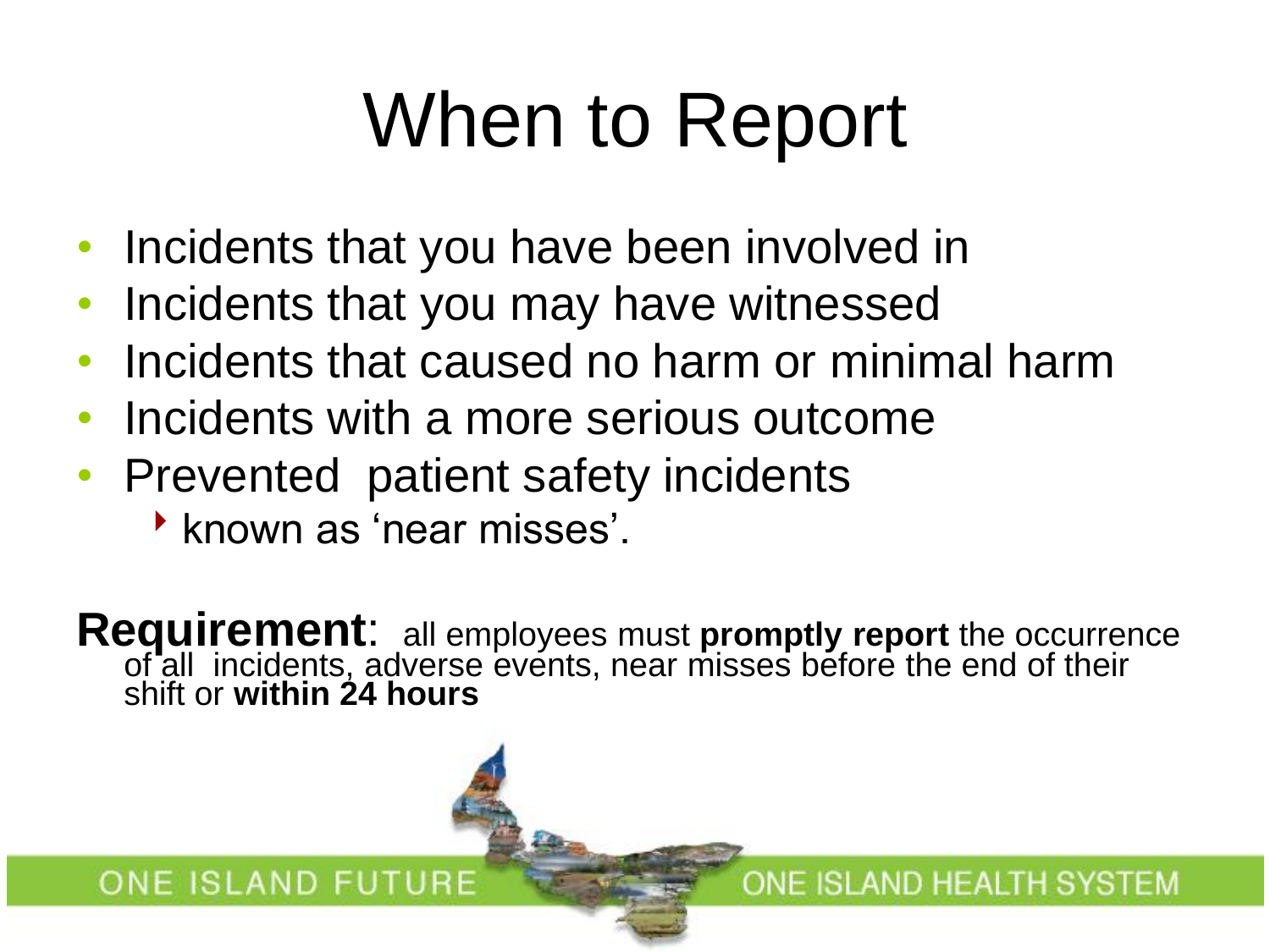# When to Report

- Incidents that you have been involved in
- Incidents that you may have witnessed
- Incidents that caused no harm or minimal harm
- Incidents with a more serious outcome
- Prevented patient safety incidents
  - known as 'near misses'.

**Requirement**: all employees must **promptly report** the occurrence of all incidents, adverse events, near misses before the end of their shift or **within 24 hours**

ONE ISLAND FUTURE ONE ISLAND HEALTH SYSTEM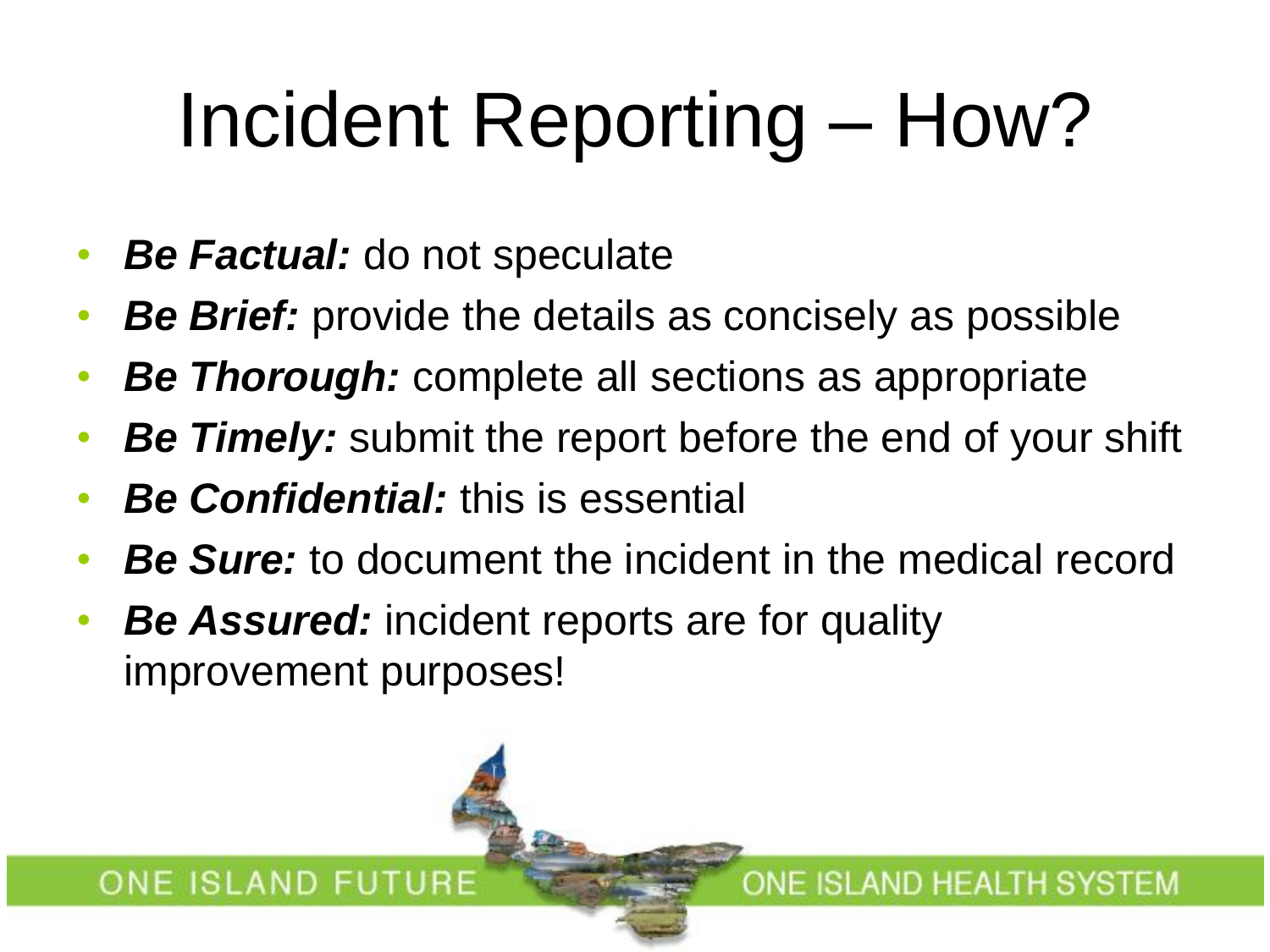# Incident Reporting – How?

- ***Be Factual:*** do not speculate
- ***Be Brief:*** provide the details as concisely as possible
- ***Be Thorough:*** complete all sections as appropriate
- ***Be Timely:*** submit the report before the end of your shift
- ***Be Confidential:*** this is essential
- ***Be Sure:*** to document the incident in the medical record
- ***Be Assured:*** incident reports are for quality improvement purposes!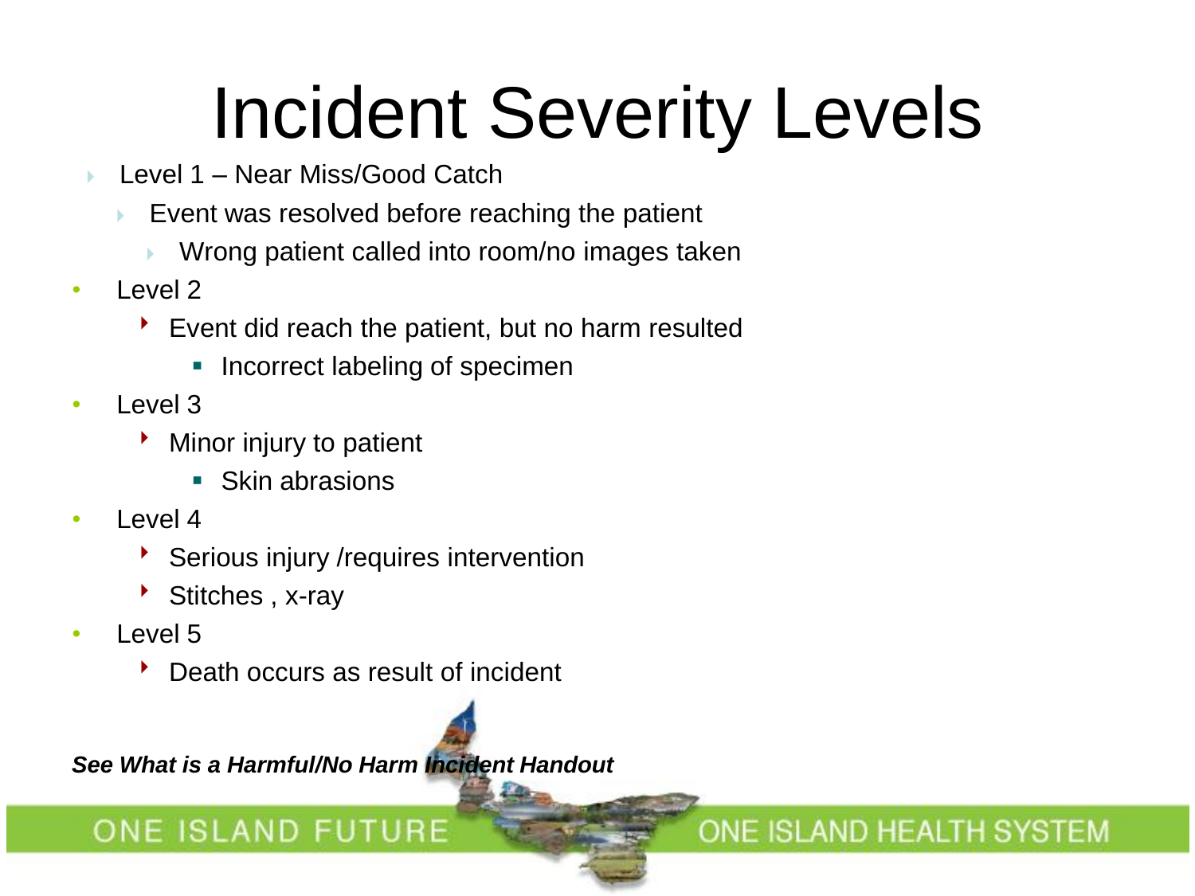# Incident Severity Levels

- Level 1 – Near Miss/Good Catch
  - Event was resolved before reaching the patient
    - Wrong patient called into room/no images taken
- Level 2
  - Event did reach the patient, but no harm resulted
    - Incorrect labeling of specimen
- Level 3
  - Minor injury to patient
    - Skin abrasions
- Level 4
  - Serious injury /requires intervention
  - Stitches , x-ray
- Level 5
  - Death occurs as result of incident

***See What is a Harmful/No Harm Incident Handout***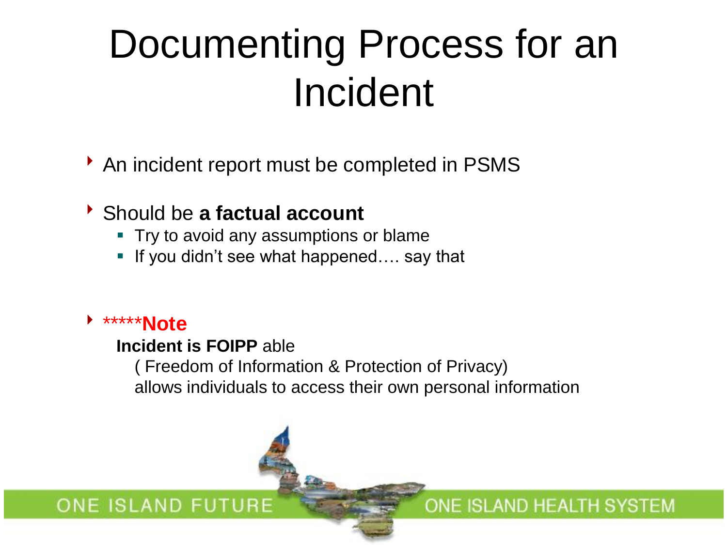# Documenting Process for an Incident

- An incident report must be completed in PSMS
- Should be **a factual account**
  - Try to avoid any assumptions or blame
  - If you didn't see what happened…. say that
- *****Note**

  **Incident is FOIPP** able

  ( Freedom of Information & Protection of Privacy)

  allows individuals to access their own personal information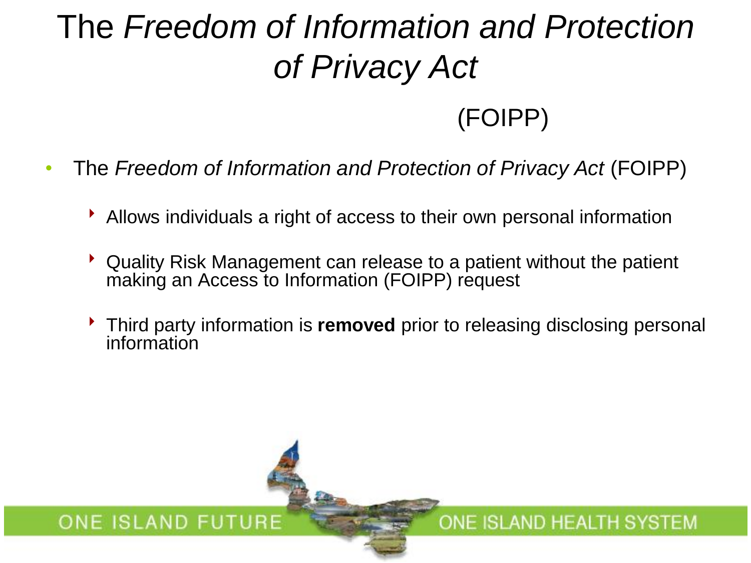# The *Freedom of Information and Protection of Privacy Act*

(FOIPP)

- The *Freedom of Information and Protection of Privacy Act* (FOIPP)
  - Allows individuals a right of access to their own personal information
  - Quality Risk Management can release to a patient without the patient making an Access to Information (FOIPP) request
  - Third party information is **removed** prior to releasing disclosing personal information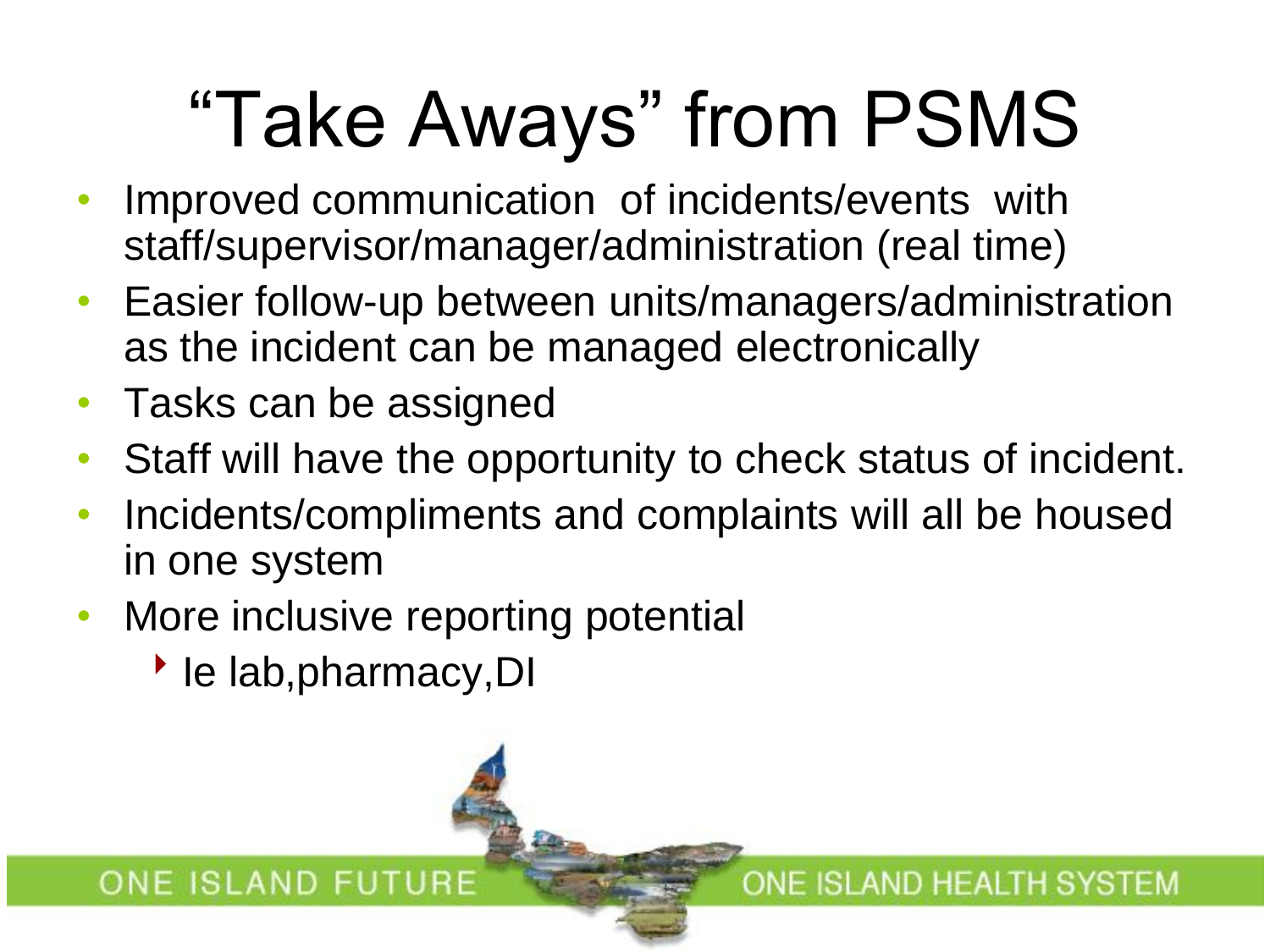# "Take Aways" from PSMS

- Improved communication of incidents/events with staff/supervisor/manager/administration (real time)
- Easier follow-up between units/managers/administration as the incident can be managed electronically
- Tasks can be assigned
- Staff will have the opportunity to check status of incident.
- Incidents/compliments and complaints will all be housed in one system
- More inclusive reporting potential
  - Ie lab,pharmacy,DI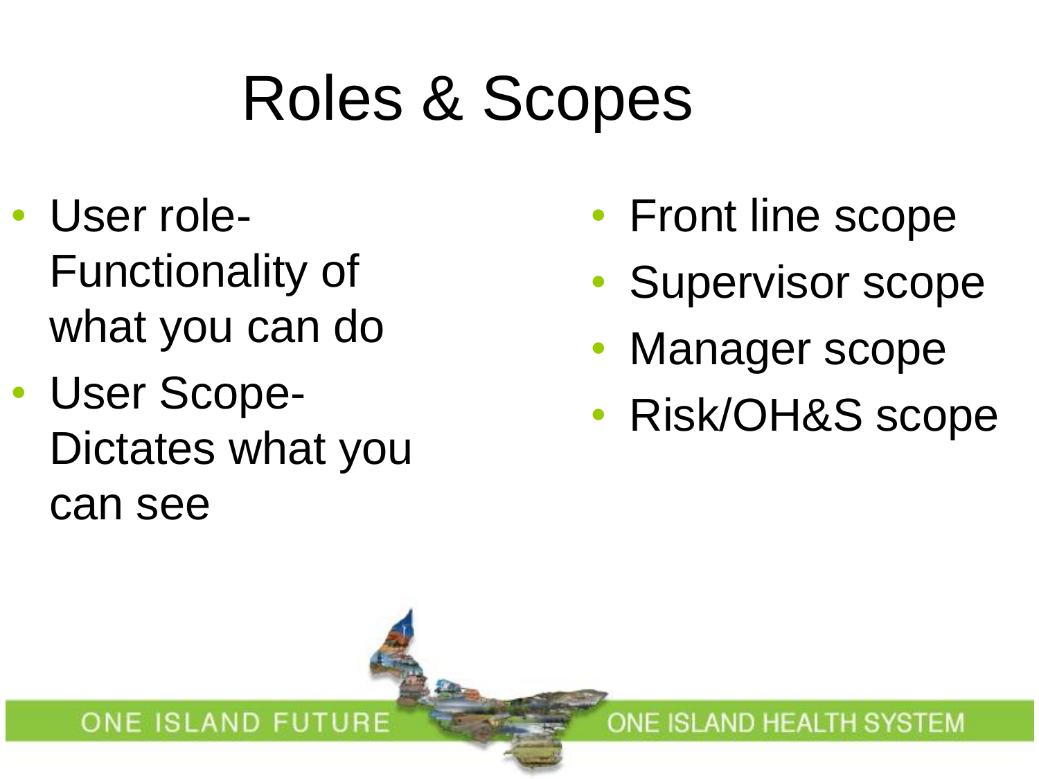# Roles & Scopes

- User role- Functionality of what you can do
- User Scope- Dictates what you can see

- Front line scope
- Supervisor scope
- Manager scope
- Risk/OH&S scope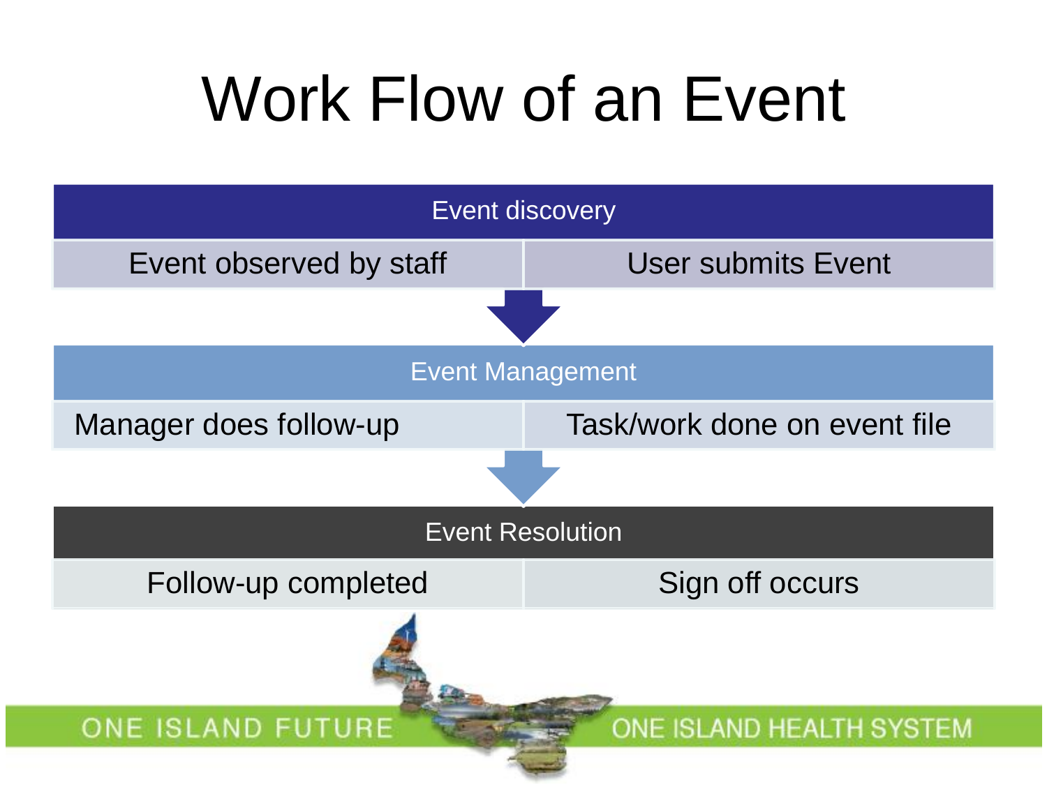# Work Flow of an Event

## Event discovery

| Event observed by staff | User submits Event |
| --- | --- |

## Event Management

| Manager does follow-up | Task/work done on event file |
| --- | --- |

## Event Resolution

| Follow-up completed | Sign off occurs |
| --- | --- |

ONE ISLAND FUTURE ONE ISLAND HEALTH SYSTEM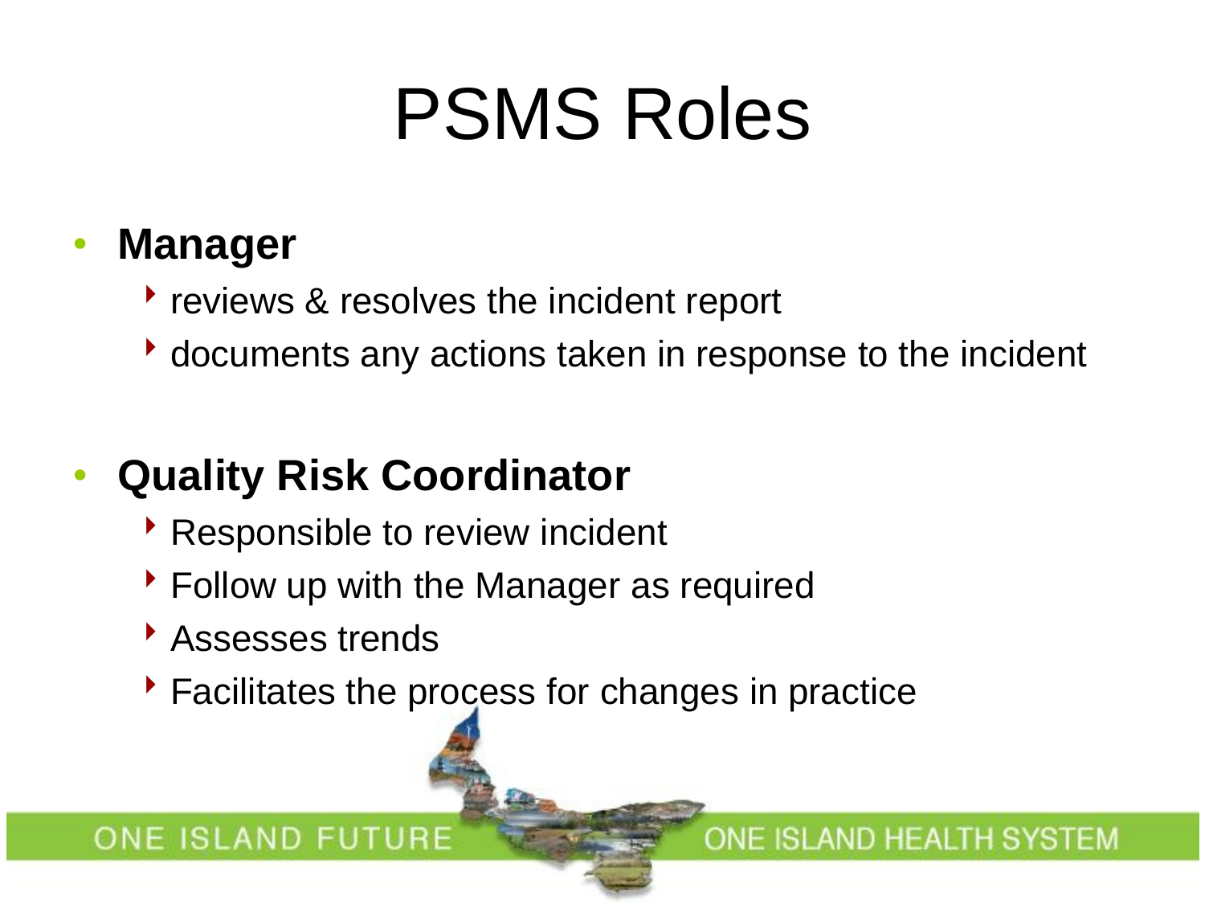# PSMS Roles

- **Manager**
  - reviews & resolves the incident report
  - documents any actions taken in response to the incident
- **Quality Risk Coordinator**
  - Responsible to review incident
  - Follow up with the Manager as required
  - Assesses trends
  - Facilitates the process for changes in practice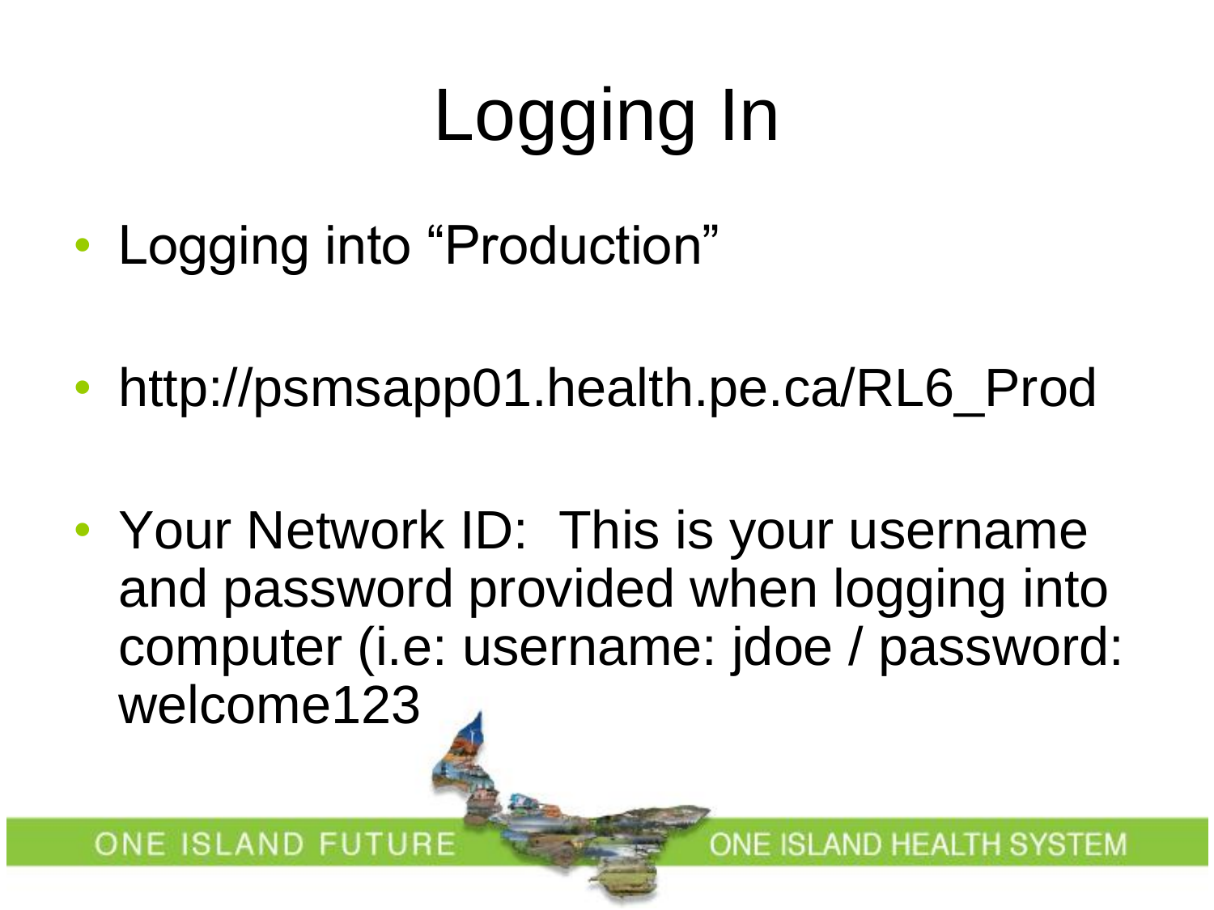# Logging In

- Logging into "Production"
- http://psmsapp01.health.pe.ca/RL6_Prod
- Your Network ID: This is your username and password provided when logging into computer (i.e: username: jdoe / password: welcome123